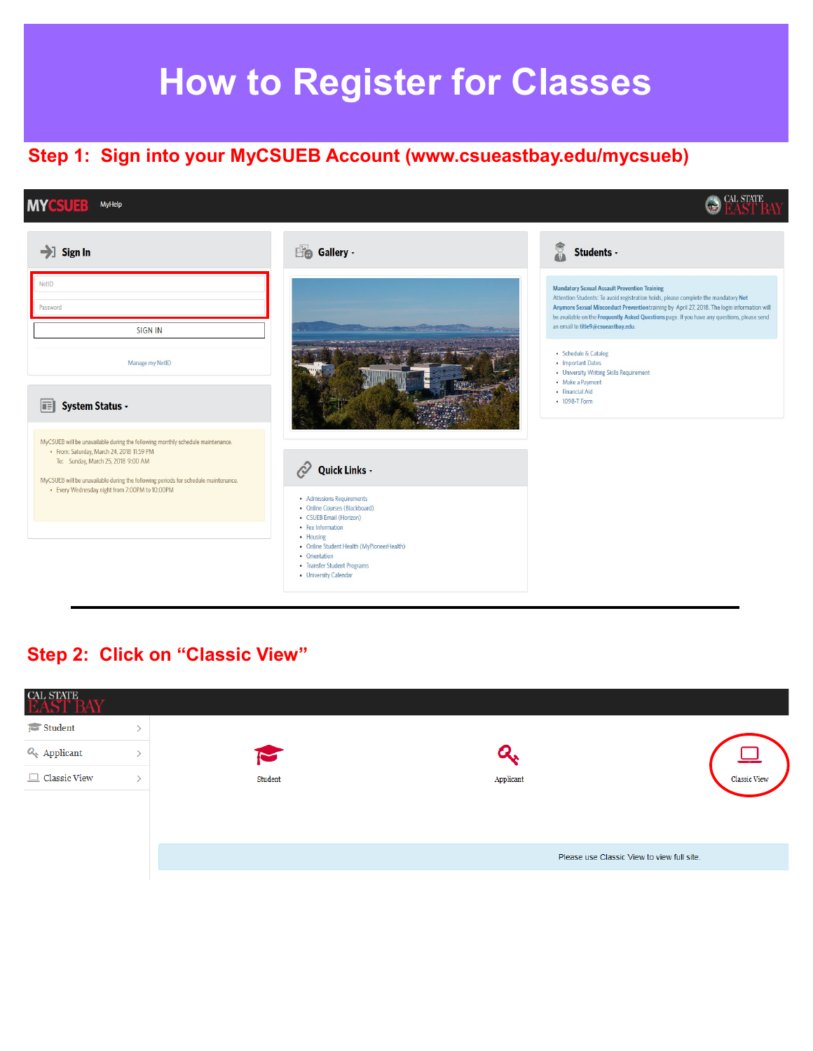# How to Register for Classes

## Step 1: Sign into your MyCSUEB Account (www.csueastbay.edu/mycsueb)

MYCSUEB MyHelp

CAL STATE EAST BAY

**Sign In**

NetID

Password

SIGN IN

Manage my NetID

**System Status**

MyCSUEB will be unavailable during the following monthly schedule maintenance.

- From: Saturday, March 24, 2018 11:59 PM
  To: Sunday, March 25, 2018 9:00 AM

MyCSUEB will be unavailable during the following periods for schedule maintenance.

- Every Wednesday night from 7:00PM to 10:00PM

**Gallery**

**Quick Links**

- Admissions Requirements
- Online Courses (Blackboard)
- CSUEB Email (Horizon)
- Fee Information
- Housing
- Online Student Health (MyPioneerHealth)
- Orientation
- Transfer Student Programs
- University Calendar

**Students**

**Mandatory Sexual Assault Prevention Training**
Attention Students: To avoid registration holds, please complete the mandatory **Not Anymore Sexual Misconduct Prevention** training by April 27, 2018. The login information will be available on the **Frequently Asked Questions** page. If you have any questions, please send an email to **title9@csueastbay.edu**.

- Schedule & Catalog
- Important Dates
- University Writing Skills Requirement
- Make a Payment
- Financial Aid
- 1098-T Form

---

## Step 2: Click on "Classic View"

CAL STATE EAST BAY

- Student
- Applicant
- Classic View

Student Applicant Classic View

Please use Classic View to view full site.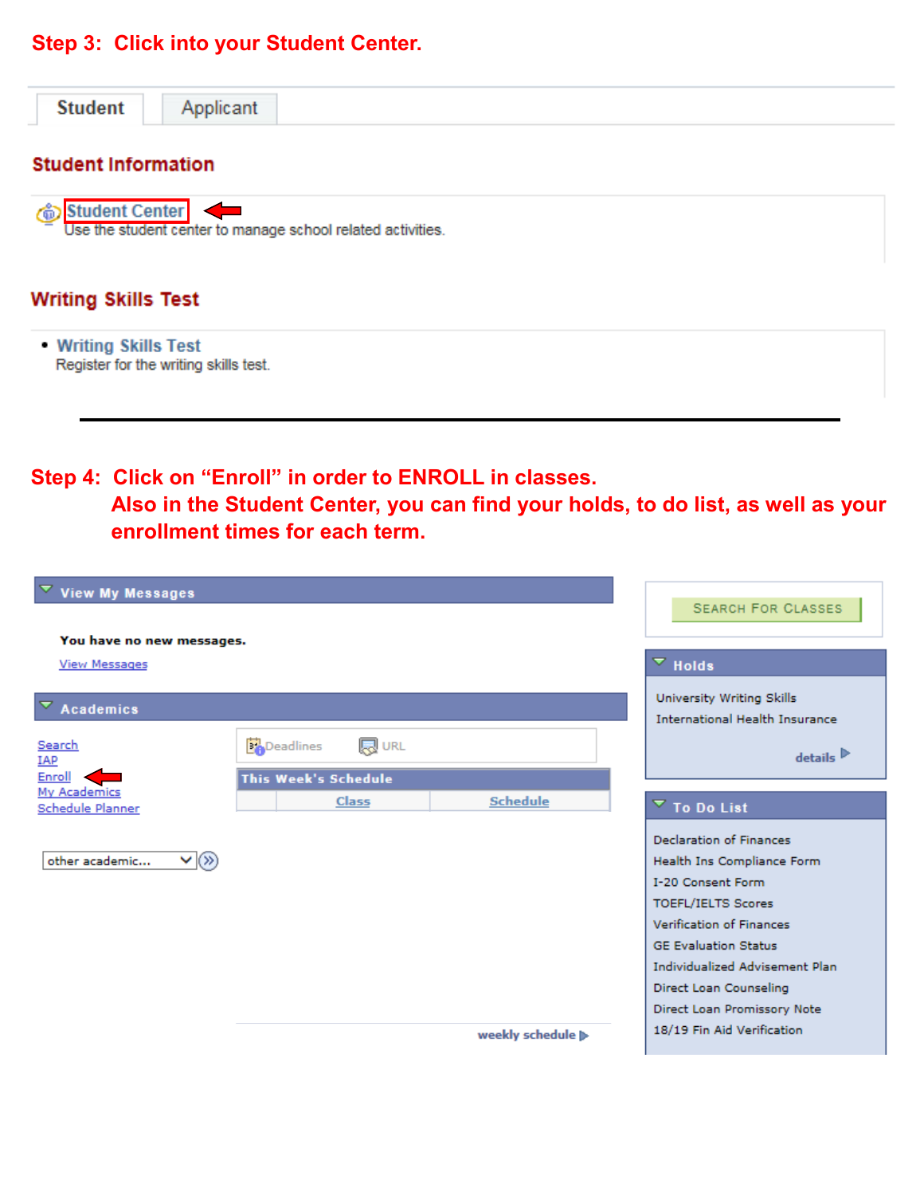**Step 3: Click into your Student Center.**

Student | Applicant

**Student Information**

Student Center
Use the student center to manage school related activities.

**Writing Skills Test**

- Writing Skills Test
  Register for the writing skills test.

---

**Step 4: Click on "Enroll" in order to ENROLL in classes.**
**Also in the Student Center, you can find your holds, to do list, as well as your enrollment times for each term.**

**View My Messages**

You have no new messages.

View Messages

**Academics**

Search
IAP
Enroll
My Academics
Schedule Planner

other academic...

Deadlines   URL

**This Week's Schedule**

| Class | Schedule |
| --- | --- |

weekly schedule

SEARCH FOR CLASSES

**Holds**

University Writing Skills
International Health Insurance

details

**To Do List**

Declaration of Finances
Health Ins Compliance Form
I-20 Consent Form
TOEFL/IELTS Scores
Verification of Finances
GE Evaluation Status
Individualized Advisement Plan
Direct Loan Counseling
Direct Loan Promissory Note
18/19 Fin Aid Verification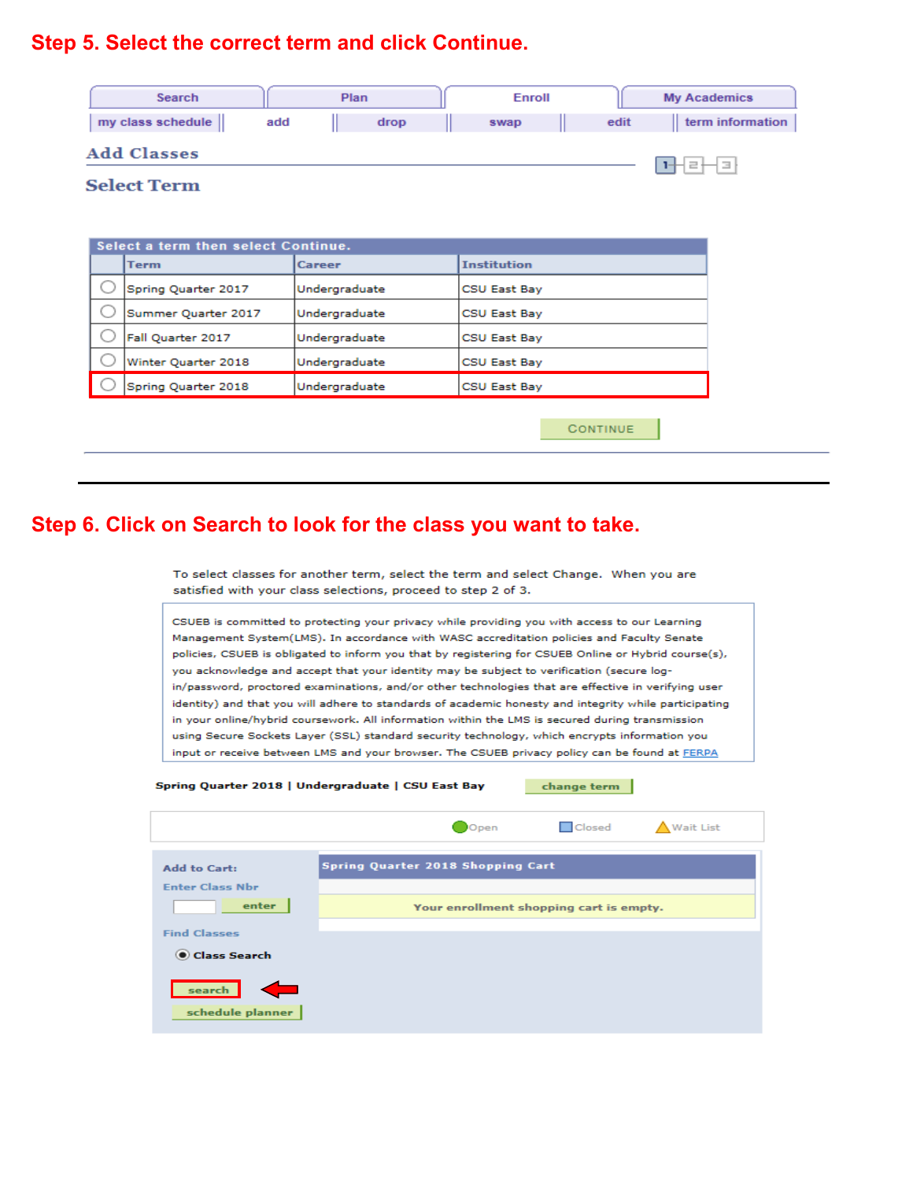## Step 5. Select the correct term and click Continue.

Search | Plan | Enroll | My Academics

my class schedule | add | drop | swap | edit | term information

**Add Classes**

1 - 2 - 3

**Select Term**

Select a term then select Continue.

| Term | Career | Institution |
| --- | --- | --- |
| Spring Quarter 2017 | Undergraduate | CSU East Bay |
| Summer Quarter 2017 | Undergraduate | CSU East Bay |
| Fall Quarter 2017 | Undergraduate | CSU East Bay |
| Winter Quarter 2018 | Undergraduate | CSU East Bay |
| Spring Quarter 2018 | Undergraduate | CSU East Bay |

CONTINUE

---

## Step 6. Click on Search to look for the class you want to take.

To select classes for another term, select the term and select Change. When you are satisfied with your class selections, proceed to step 2 of 3.

CSUEB is committed to protecting your privacy while providing you with access to our Learning Management System(LMS). In accordance with WASC accreditation policies and Faculty Senate policies, CSUEB is obligated to inform you that by registering for CSUEB Online or Hybrid course(s), you acknowledge and accept that your identity may be subject to verification (secure log-in/password, proctored examinations, and/or other technologies that are effective in verifying user identity) and that you will adhere to standards of academic honesty and integrity while participating in your online/hybrid coursework. All information within the LMS is secured during transmission using Secure Sockets Layer (SSL) standard security technology, which encrypts information you input or receive between LMS and your browser. The CSUEB privacy policy can be found at FERPA

**Spring Quarter 2018 | Undergraduate | CSU East Bay** change term

Open | Closed | Wait List

**Add to Cart:**

Enter Class Nbr

enter

Find Classes

Class Search

search

schedule planner

**Spring Quarter 2018 Shopping Cart**

Your enrollment shopping cart is empty.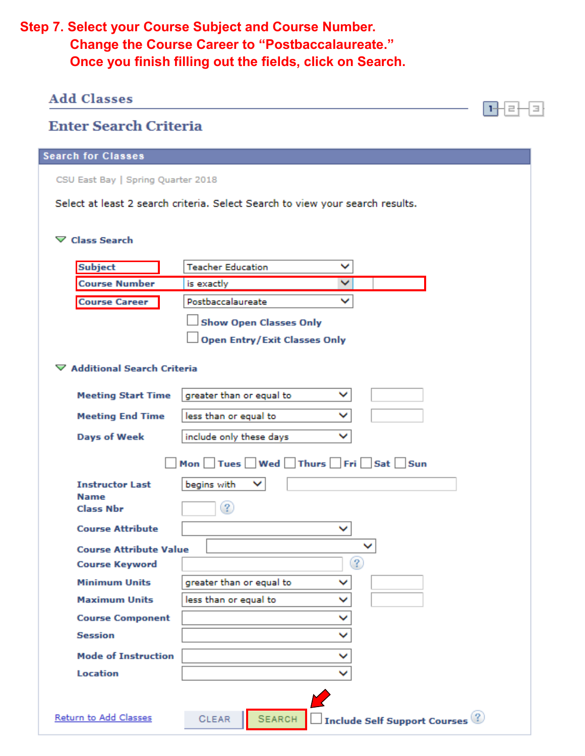**Step 7. Select your Course Subject and Course Number.**
**Change the Course Career to "Postbaccalaureate."**
**Once you finish filling out the fields, click on Search.**

## Add Classes

### Enter Search Criteria

1 2 3

**Search for Classes**

CSU East Bay | Spring Quarter 2018

Select at least 2 search criteria. Select Search to view your search results.

**Class Search**

| | |
|---|---|
| **Subject** | Teacher Education |
| **Course Number** | is exactly |
| **Course Career** | Postbaccalaureate |

- ☐ Show Open Classes Only
- ☐ Open Entry/Exit Classes Only

**Additional Search Criteria**

| | |
|---|---|
| **Meeting Start Time** | greater than or equal to |
| **Meeting End Time** | less than or equal to |
| **Days of Week** | include only these days |

☐ Mon ☐ Tues ☐ Wed ☐ Thurs ☐ Fri ☐ Sat ☐ Sun

| | |
|---|---|
| **Instructor Last Name** | begins with |
| **Class Nbr** | |
| **Course Attribute** | |
| **Course Attribute Value** | |
| **Course Keyword** | |
| **Minimum Units** | greater than or equal to |
| **Maximum Units** | less than or equal to |
| **Course Component** | |
| **Session** | |
| **Mode of Instruction** | |
| **Location** | |

Return to Add Classes | CLEAR | SEARCH | ☐ Include Self Support Courses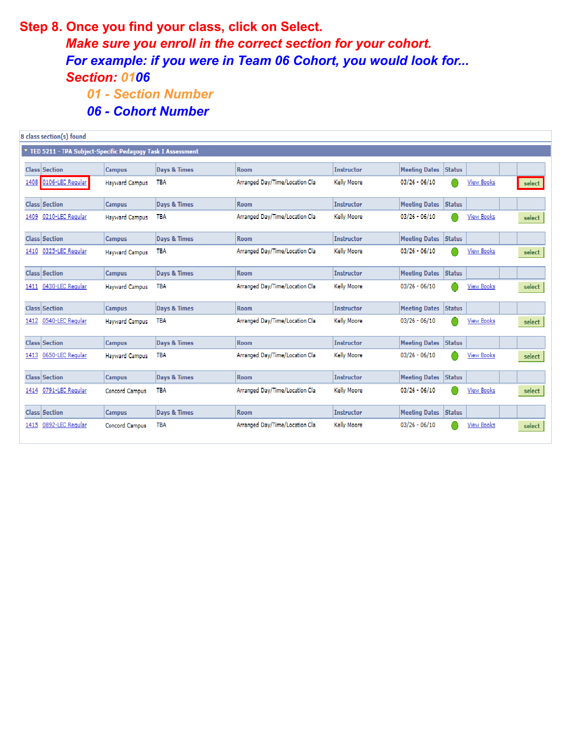# Step 8. Once you find your class, click on Select.

***Make sure you enroll in the correct section for your cohort.***

***For example: if you were in Team 06 Cohort, you would look for...***

***Section: 0106***

***01 - Section Number***

***06 - Cohort Number***

8 class section(s) found

TED 5211 - TPA Subject-Specific Pedagogy Task I Assessment

| Class | Section | Campus | Days & Times | Room | Instructor | Meeting Dates | Status | | |
|---|---|---|---|---|---|---|---|---|---|
| 1408 | 0106-LEC Regular | Hayward Campus | TBA | Arranged Day/Time/Location Cla | Kelly Moore | 03/26 - 06/10 | | View Books | select |
| 1409 | 0210-LEC Regular | Hayward Campus | TBA | Arranged Day/Time/Location Cla | Kelly Moore | 03/26 - 06/10 | | View Books | select |
| 1410 | 0325-LEC Regular | Hayward Campus | TBA | Arranged Day/Time/Location Cla | Kelly Moore | 03/26 - 06/10 | | View Books | select |
| 1411 | 0430-LEC Regular | Hayward Campus | TBA | Arranged Day/Time/Location Cla | Kelly Moore | 03/26 - 06/10 | | View Books | select |
| 1412 | 0540-LEC Regular | Hayward Campus | TBA | Arranged Day/Time/Location Cla | Kelly Moore | 03/26 - 06/10 | | View Books | select |
| 1413 | 0650-LEC Regular | Hayward Campus | TBA | Arranged Day/Time/Location Cla | Kelly Moore | 03/26 - 06/10 | | View Books | select |
| 1414 | 0791-LEC Regular | Concord Campus | TBA | Arranged Day/Time/Location Cla | Kelly Moore | 03/26 - 06/10 | | View Books | select |
| 1415 | 0892-LEC Regular | Concord Campus | TBA | Arranged Day/Time/Location Cla | Kelly Moore | 03/26 - 06/10 | | View Books | select |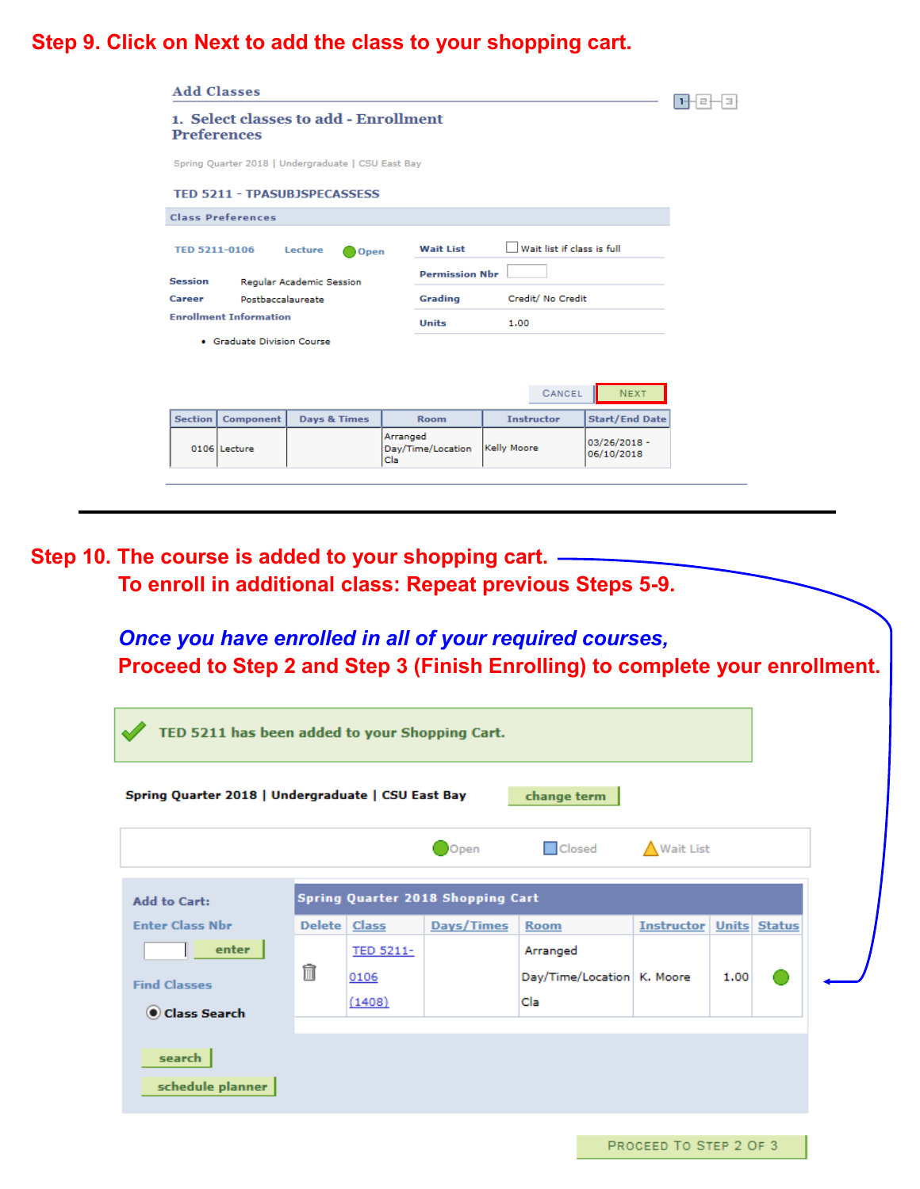**Step 9. Click on Next to add the class to your shopping cart.**

Add Classes

1-2-3

1. Select classes to add - Enrollment Preferences

Spring Quarter 2018 | Undergraduate | CSU East Bay

TED 5211 - TPASUBJSPECASSESS

Class Preferences

TED 5211-0106 Lecture Open

Session: Regular Academic Session

Career: Postbaccalaureate

Enrollment Information

- Graduate Division Course

Wait List: Wait list if class is full

Permission Nbr

Grading: Credit/ No Credit

Units: 1.00

CANCEL NEXT

| Section | Component | Days & Times | Room | Instructor | Start/End Date |
|---|---|---|---|---|---|
| 0106 | Lecture | | Arranged Day/Time/Location Cla | Kelly Moore | 03/26/2018 - 06/10/2018 |

---

**Step 10. The course is added to your shopping cart.**
**To enroll in additional class: Repeat previous Steps 5-9.**

***Once you have enrolled in all of your required courses,***
**Proceed to Step 2 and Step 3 (Finish Enrolling) to complete your enrollment.**

TED 5211 has been added to your Shopping Cart.

Spring Quarter 2018 | Undergraduate | CSU East Bay   change term

Open   Closed   Wait List

Add to Cart:

Enter Class Nbr   enter

Find Classes

Class Search

search

schedule planner

Spring Quarter 2018 Shopping Cart

| Delete | Class | Days/Times | Room | Instructor | Units | Status |
|---|---|---|---|---|---|---|
| | TED 5211-0106 (1408) | | Arranged Day/Time/Location Cla | K. Moore | 1.00 | Open |

PROCEED TO STEP 2 OF 3